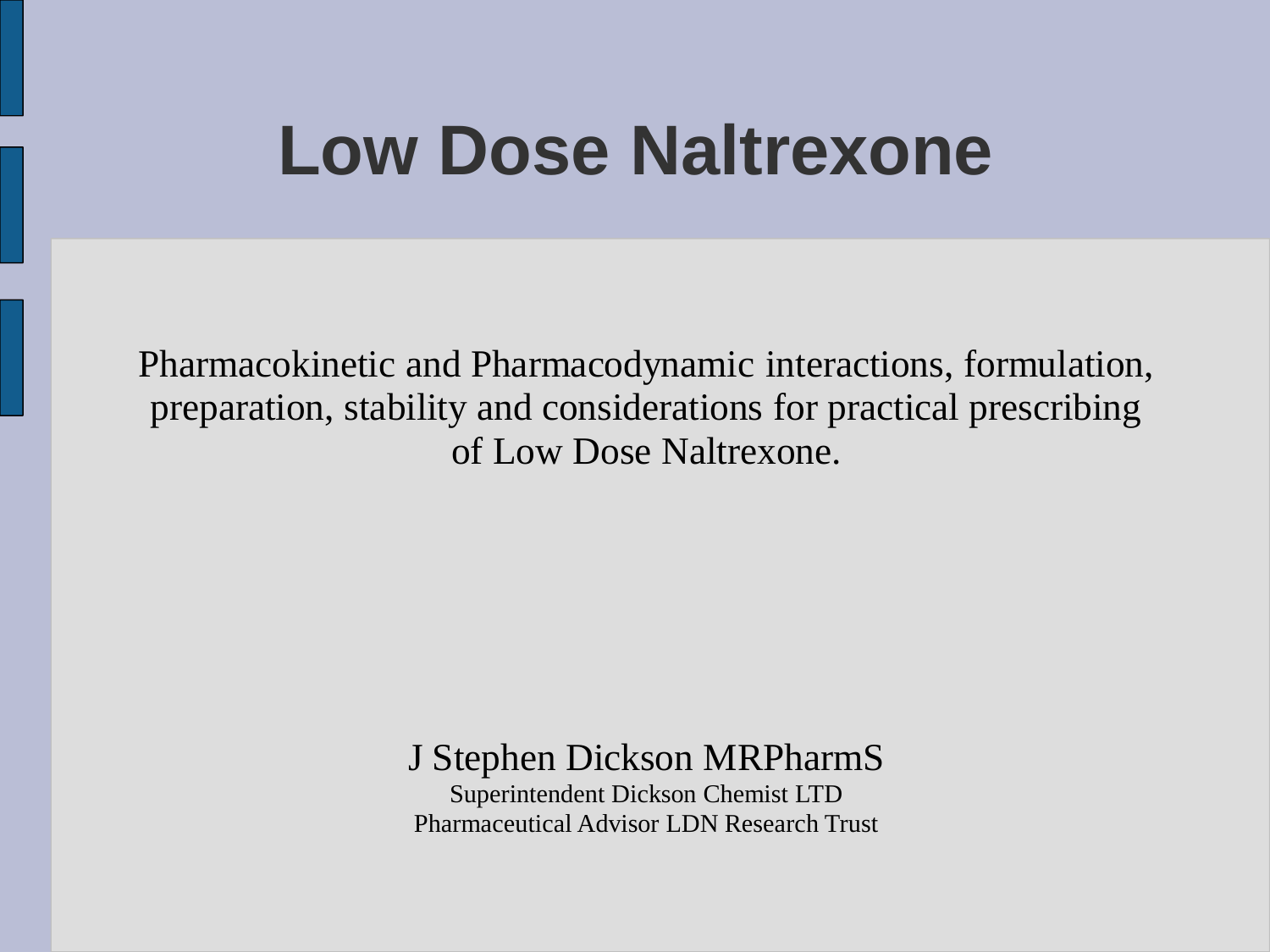# Low Dose Naltrexone

Pharmacokinetic and Pharmacodynamic interactions, formulation, preparation, stability and considerations for practical prescribing of Low Dose Naltrexone.

J Stephen Dickson MRPharmS

Superintendent Dickson Chemist LTD

Pharmaceutical Advisor LDN Research Trust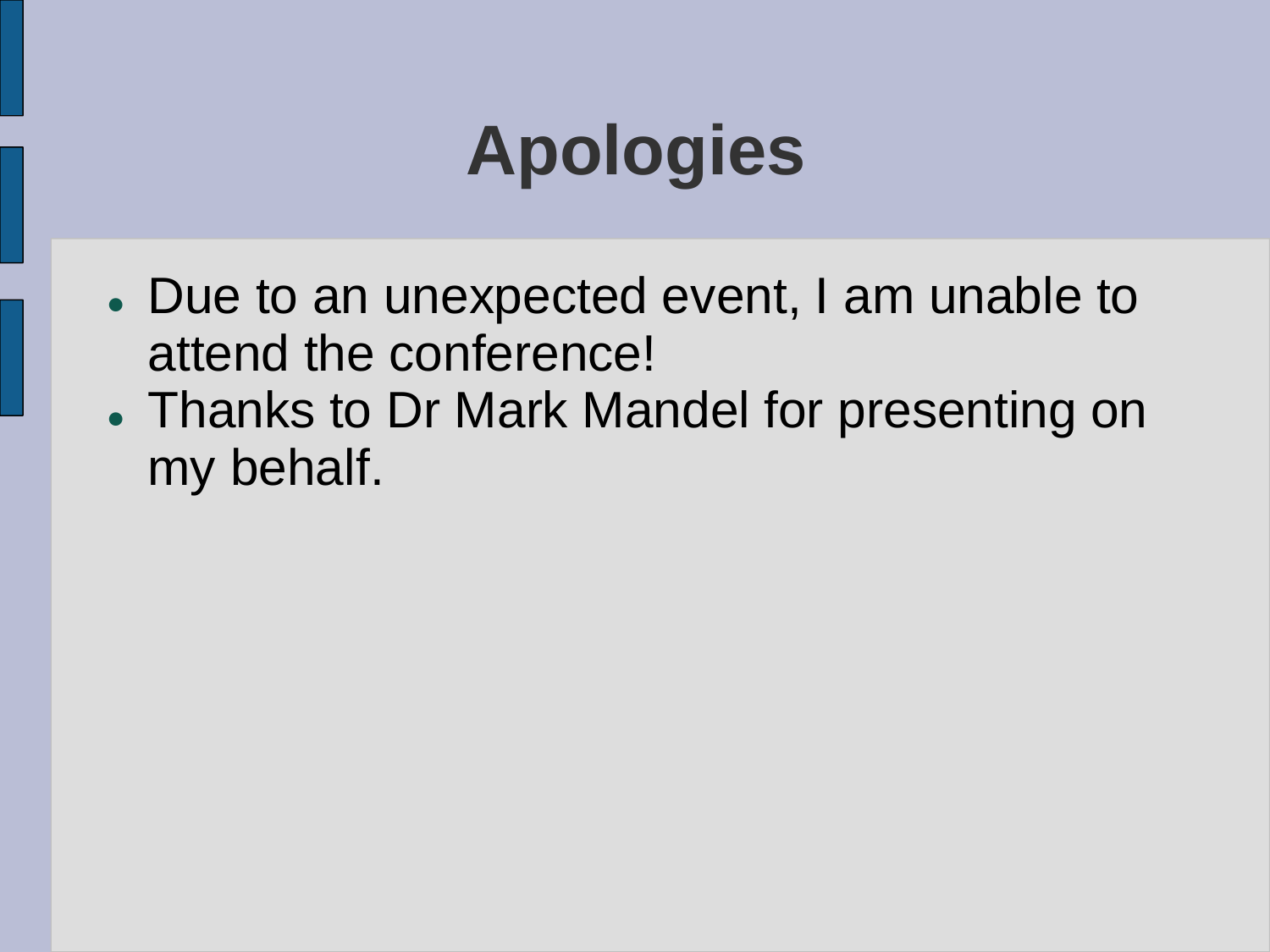# Apologies

- Due to an unexpected event, I am unable to attend the conference!
- Thanks to Dr Mark Mandel for presenting on my behalf.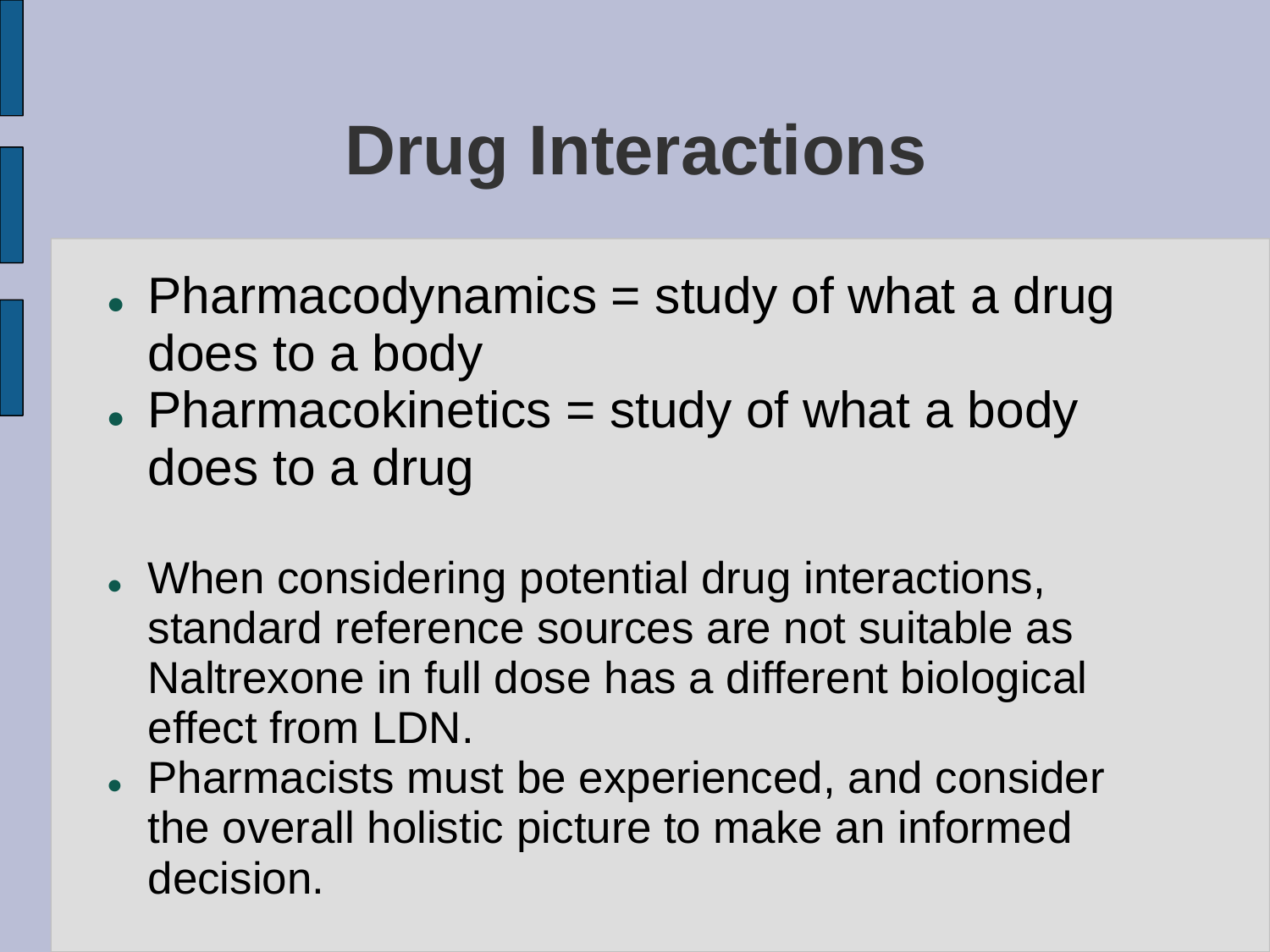# Drug Interactions

- Pharmacodynamics = study of what a drug does to a body
- Pharmacokinetics = study of what a body does to a drug

- When considering potential drug interactions, standard reference sources are not suitable as Naltrexone in full dose has a different biological effect from LDN.
- Pharmacists must be experienced, and consider the overall holistic picture to make an informed decision.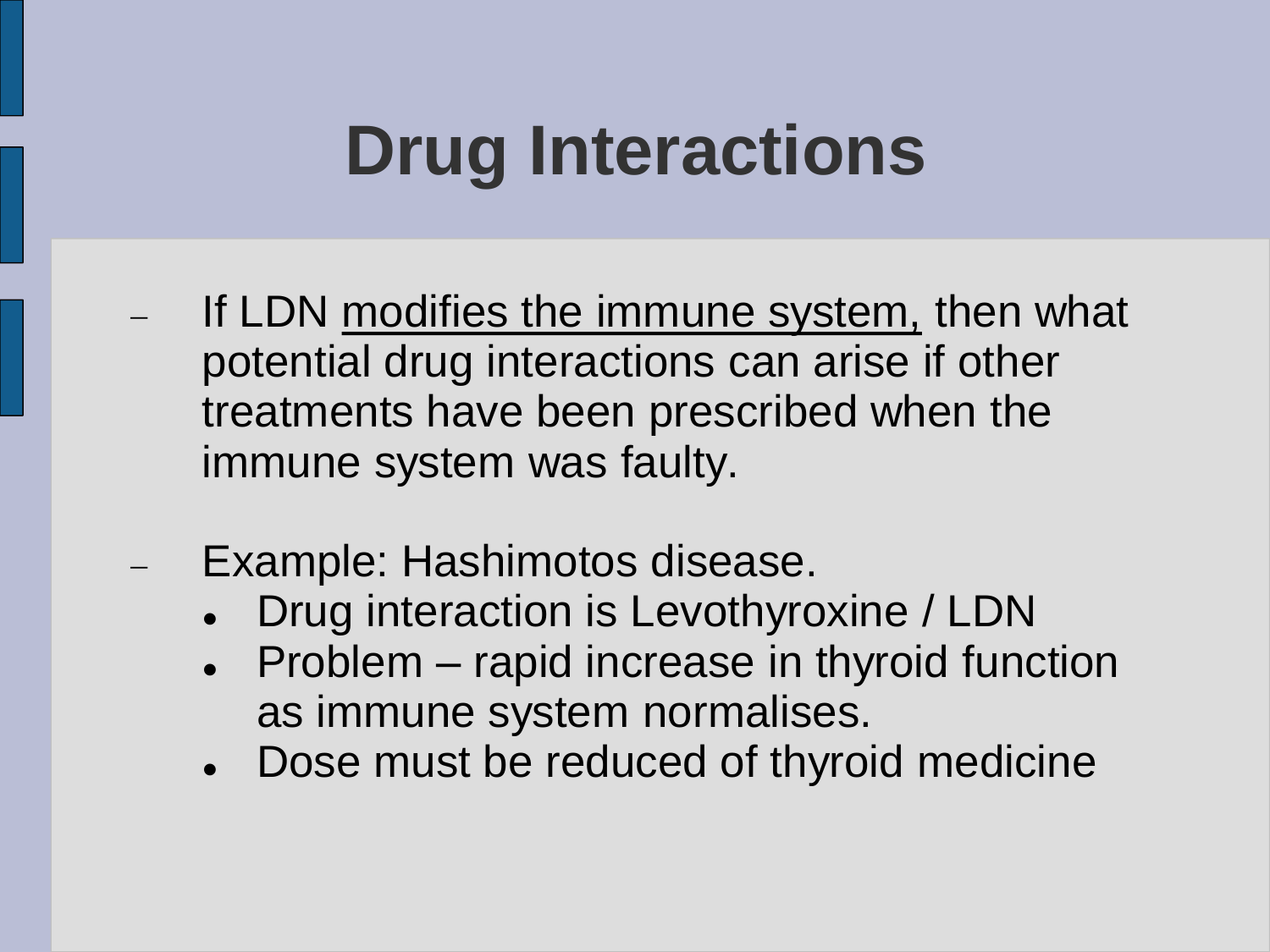# Drug Interactions

- If LDN <u>modifies the immune system,</u> then what potential drug interactions can arise if other treatments have been prescribed when the immune system was faulty.

- Example: Hashimotos disease.
  - Drug interaction is Levothyroxine / LDN
  - Problem – rapid increase in thyroid function as immune system normalises.
  - Dose must be reduced of thyroid medicine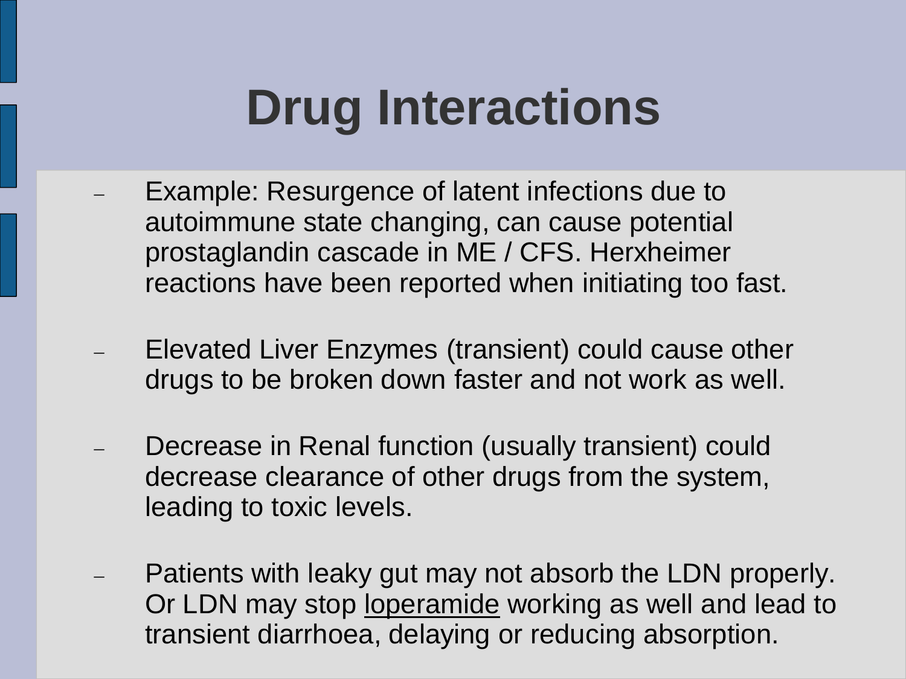# Drug Interactions

- Example: Resurgence of latent infections due to autoimmune state changing, can cause potential prostaglandin cascade in ME / CFS. Herxheimer reactions have been reported when initiating too fast.

- Elevated Liver Enzymes (transient) could cause other drugs to be broken down faster and not work as well.

- Decrease in Renal function (usually transient) could decrease clearance of other drugs from the system, leading to toxic levels.

- Patients with leaky gut may not absorb the LDN properly. Or LDN may stop loperamide working as well and lead to transient diarrhoea, delaying or reducing absorption.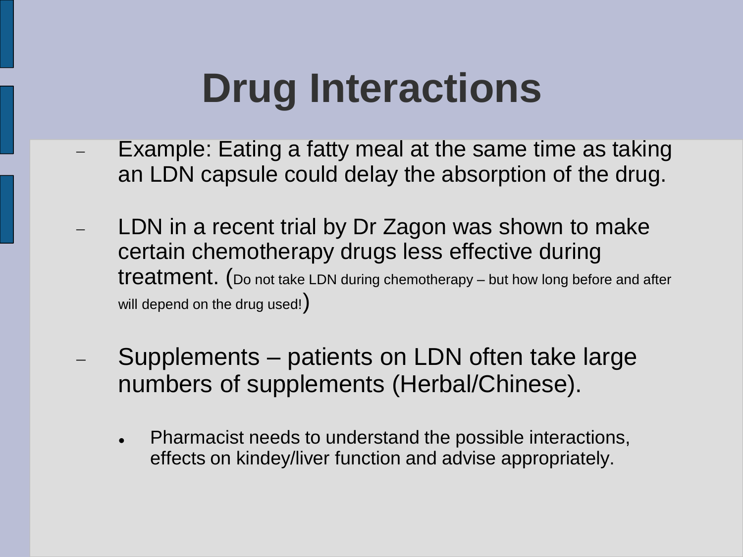# Drug Interactions

- Example: Eating a fatty meal at the same time as taking an LDN capsule could delay the absorption of the drug.
- LDN in a recent trial by Dr Zagon was shown to make certain chemotherapy drugs less effective during treatment. (Do not take LDN during chemotherapy – but how long before and after will depend on the drug used!)
- Supplements – patients on LDN often take large numbers of supplements (Herbal/Chinese).
  - Pharmacist needs to understand the possible interactions, effects on kindey/liver function and advise appropriately.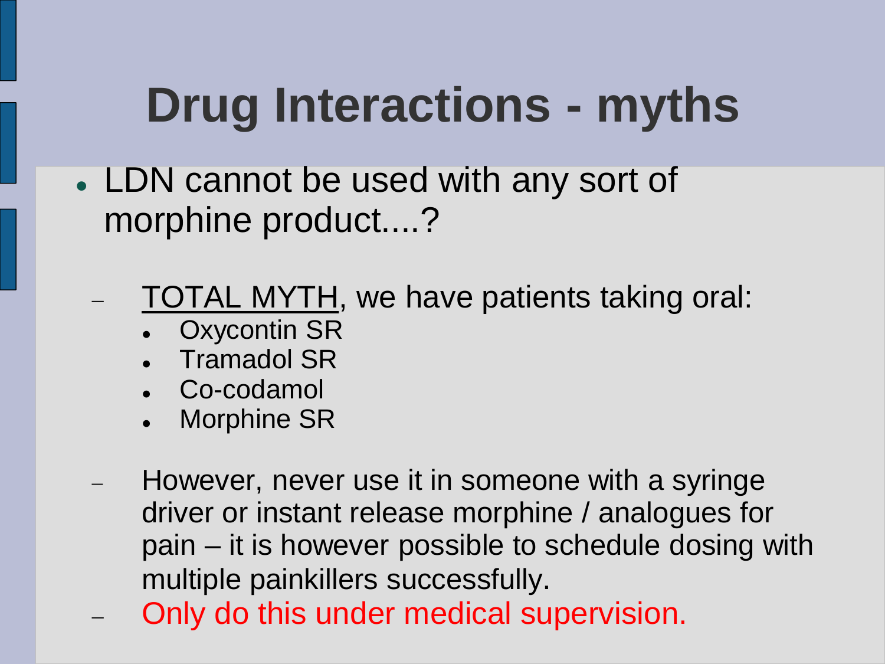# Drug Interactions - myths

- LDN cannot be used with any sort of morphine product....?
  - TOTAL MYTH, we have patients taking oral:
    - Oxycontin SR
    - Tramadol SR
    - Co-codamol
    - Morphine SR
  - However, never use it in someone with a syringe driver or instant release morphine / analogues for pain – it is however possible to schedule dosing with multiple painkillers successfully.
  - Only do this under medical supervision.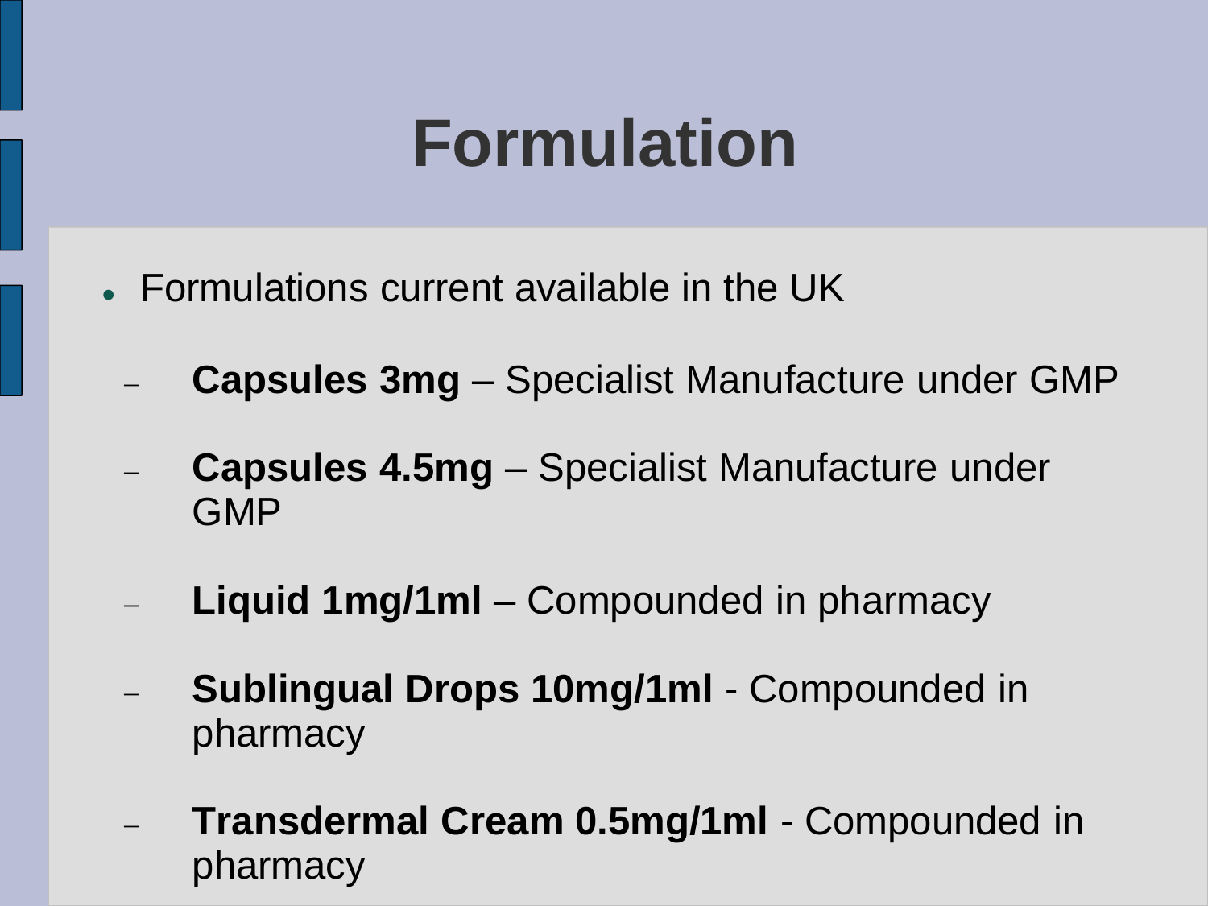# Formulation

- Formulations current available in the UK
  - **Capsules 3mg** – Specialist Manufacture under GMP
  - **Capsules 4.5mg** – Specialist Manufacture under GMP
  - **Liquid 1mg/1ml** – Compounded in pharmacy
  - **Sublingual Drops 10mg/1ml** - Compounded in pharmacy
  - **Transdermal Cream 0.5mg/1ml** - Compounded in pharmacy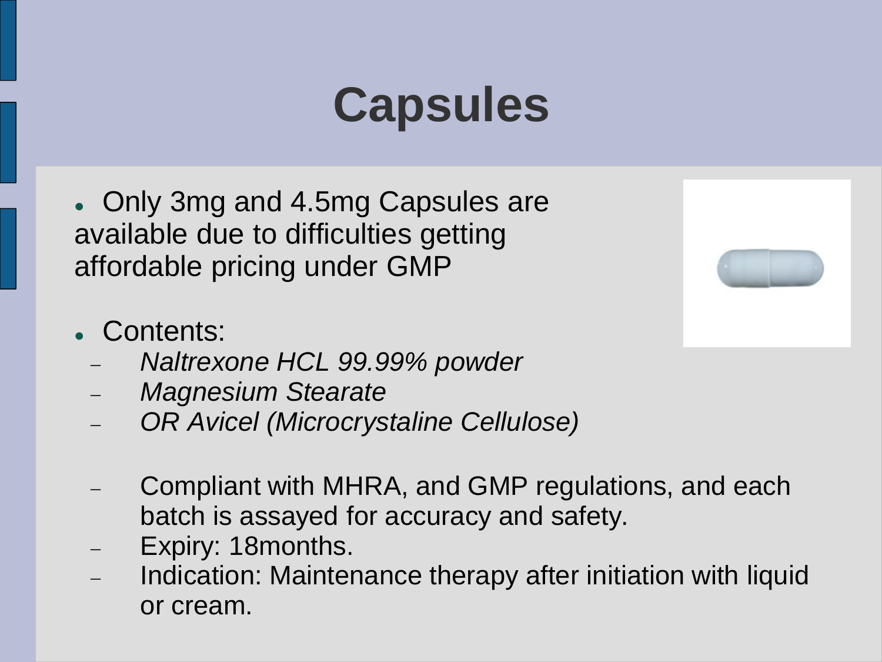# Capsules

- Only 3mg and 4.5mg Capsules are available due to difficulties getting affordable pricing under GMP

- Contents:
  - *Naltrexone HCL 99.99% powder*
  - *Magnesium Stearate*
  - *OR Avicel (Microcrystaline Cellulose)*

  - Compliant with MHRA, and GMP regulations, and each batch is assayed for accuracy and safety.
  - Expiry: 18months.
  - Indication: Maintenance therapy after initiation with liquid or cream.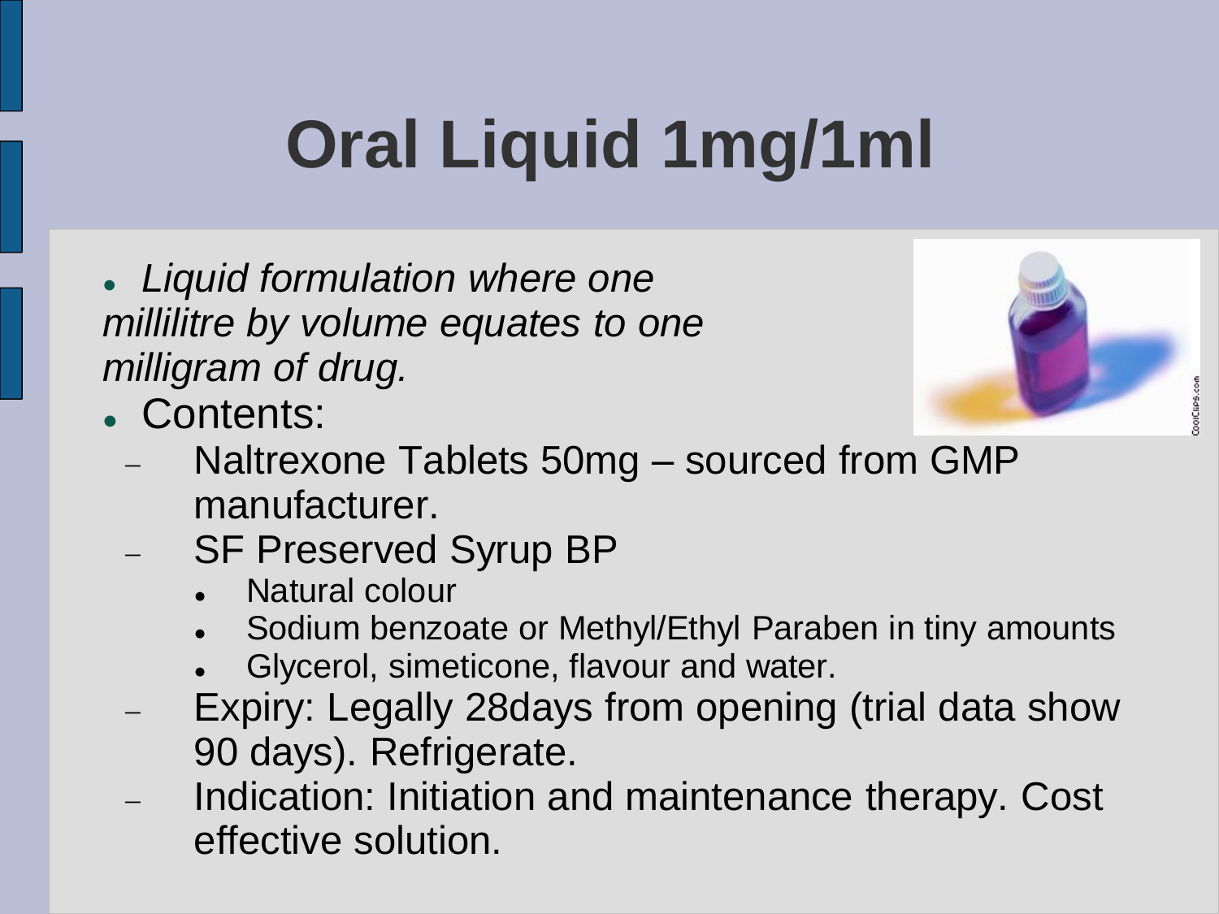# Oral Liquid 1mg/1ml

- *Liquid formulation where one millilitre by volume equates to one milligram of drug.*
- Contents:
  - Naltrexone Tablets 50mg – sourced from GMP manufacturer.
  - SF Preserved Syrup BP
    - Natural colour
    - Sodium benzoate or Methyl/Ethyl Paraben in tiny amounts
    - Glycerol, simeticone, flavour and water.
  - Expiry: Legally 28days from opening (trial data show 90 days). Refrigerate.
  - Indication: Initiation and maintenance therapy. Cost effective solution.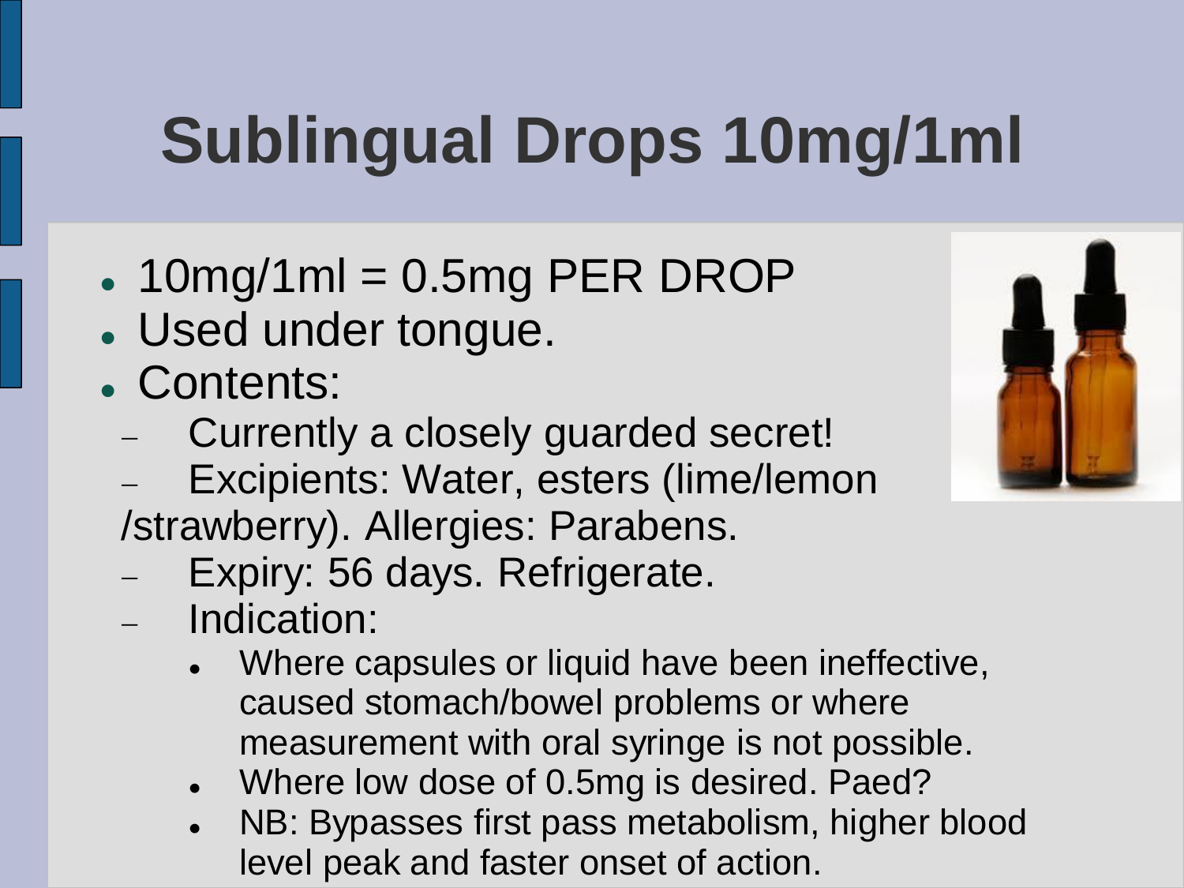# Sublingual Drops 10mg/1ml

- 10mg/1ml = 0.5mg PER DROP
- Used under tongue.
- Contents:
  - Currently a closely guarded secret!
  - Excipients: Water, esters (lime/lemon /strawberry). Allergies: Parabens.
  - Expiry: 56 days. Refrigerate.
  - Indication:
    - Where capsules or liquid have been ineffective, caused stomach/bowel problems or where measurement with oral syringe is not possible.
    - Where low dose of 0.5mg is desired. Paed?
    - NB: Bypasses first pass metabolism, higher blood level peak and faster onset of action.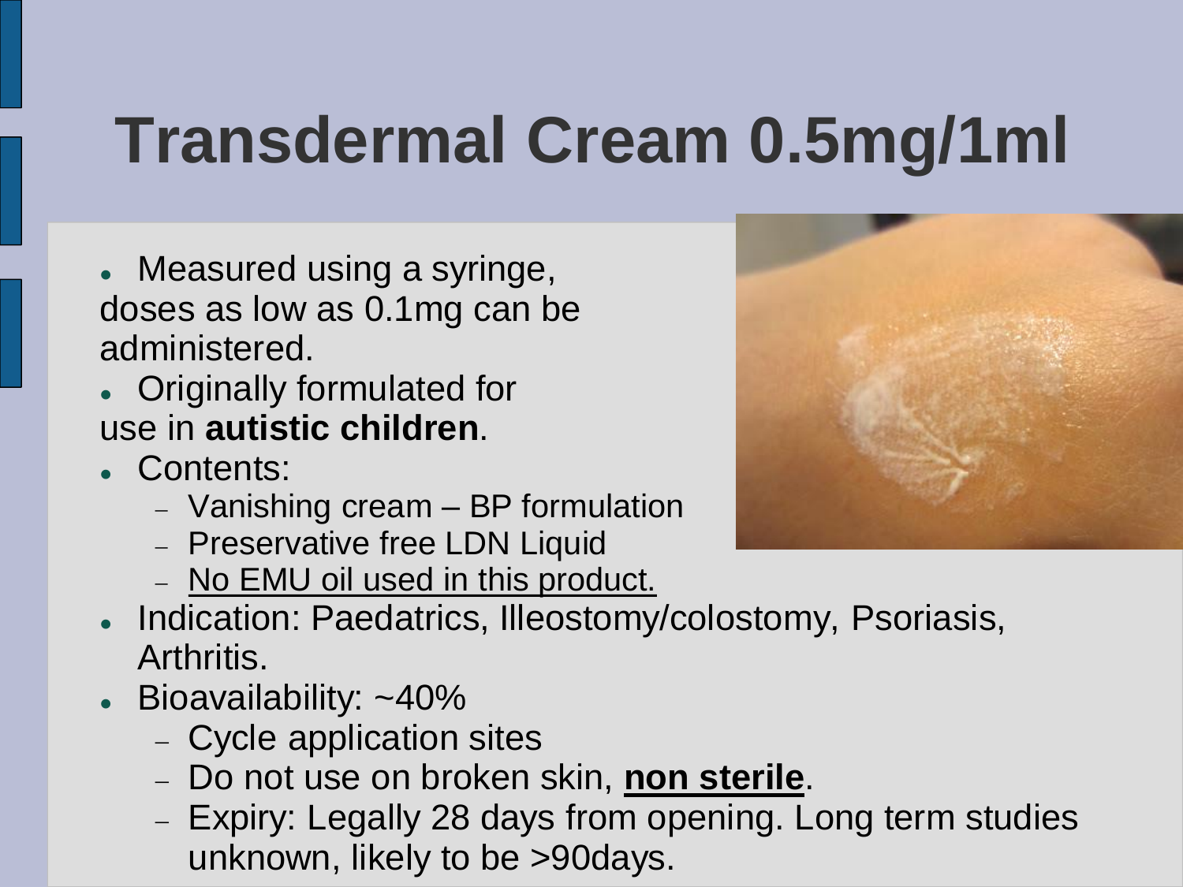# Transdermal Cream 0.5mg/1ml

- Measured using a syringe, doses as low as 0.1mg can be administered.
- Originally formulated for use in **autistic children**.
- Contents:
  - Vanishing cream – BP formulation
  - Preservative free LDN Liquid
  - No EMU oil used in this product.
- Indication: Paedatrics, Illeostomy/colostomy, Psoriasis, Arthritis.
- Bioavailability: ~40%
  - Cycle application sites
  - Do not use on broken skin, **non sterile**.
  - Expiry: Legally 28 days from opening. Long term studies unknown, likely to be >90days.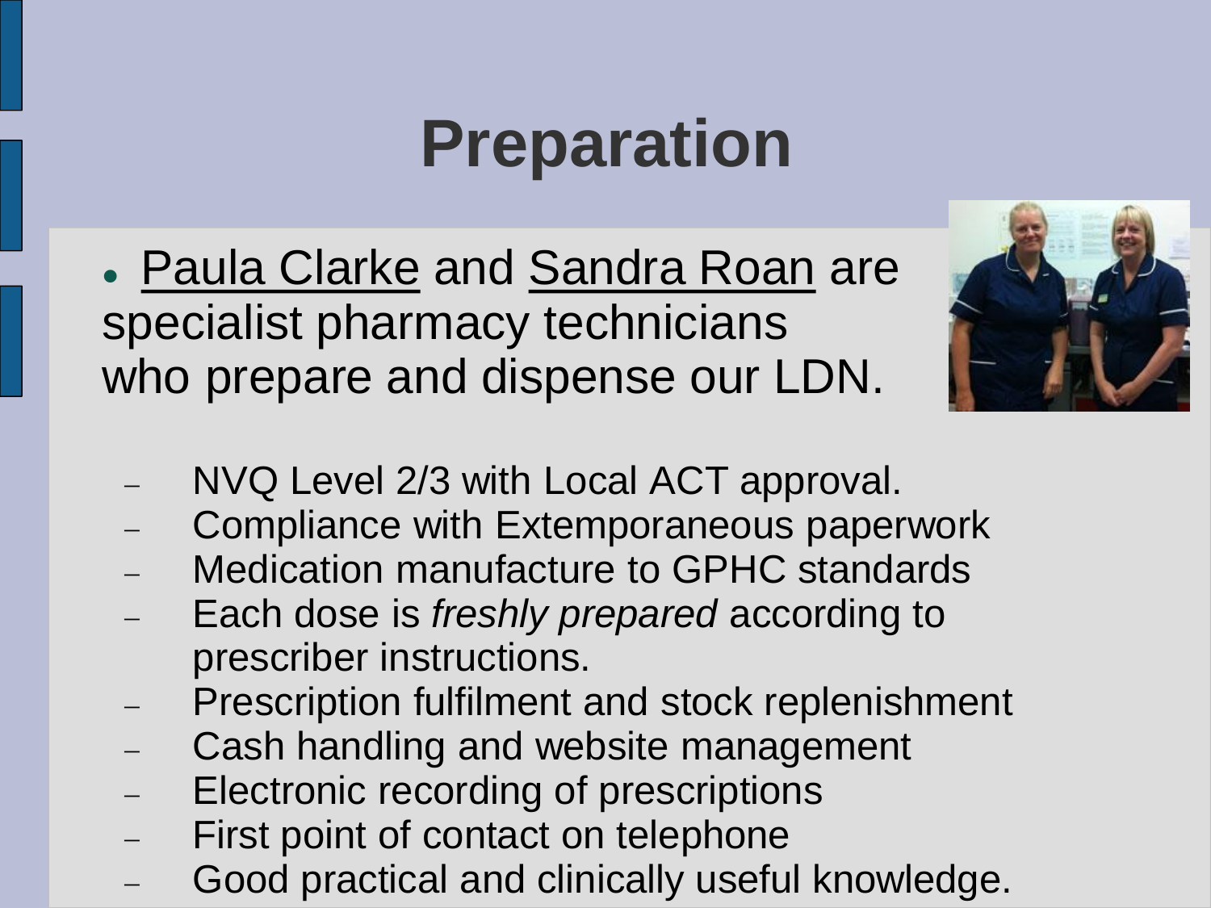# Preparation

- Paula Clarke and Sandra Roan are specialist pharmacy technicians who prepare and dispense our LDN.
  - NVQ Level 2/3 with Local ACT approval.
  - Compliance with Extemporaneous paperwork
  - Medication manufacture to GPHC standards
  - Each dose is *freshly prepared* according to prescriber instructions.
  - Prescription fulfilment and stock replenishment
  - Cash handling and website management
  - Electronic recording of prescriptions
  - First point of contact on telephone
  - Good practical and clinically useful knowledge.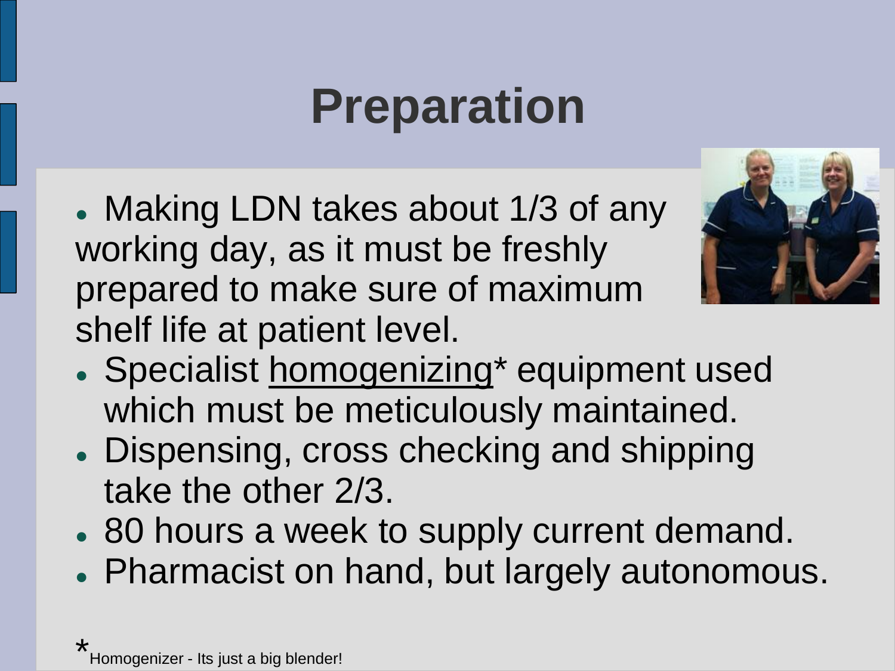# Preparation

- Making LDN takes about 1/3 of any working day, as it must be freshly prepared to make sure of maximum shelf life at patient level.
- Specialist homogenizing* equipment used which must be meticulously maintained.
- Dispensing, cross checking and shipping take the other 2/3.
- 80 hours a week to supply current demand.
- Pharmacist on hand, but largely autonomous.

*Homogenizer - Its just a big blender!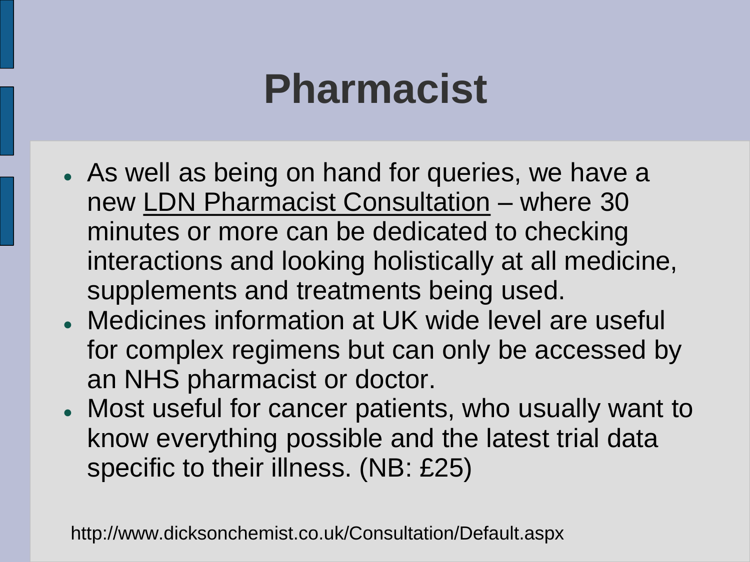# Pharmacist

- As well as being on hand for queries, we have a new LDN Pharmacist Consultation – where 30 minutes or more can be dedicated to checking interactions and looking holistically at all medicine, supplements and treatments being used.
- Medicines information at UK wide level are useful for complex regimens but can only be accessed by an NHS pharmacist or doctor.
- Most useful for cancer patients, who usually want to know everything possible and the latest trial data specific to their illness. (NB: £25)

http://www.dicksonchemist.co.uk/Consultation/Default.aspx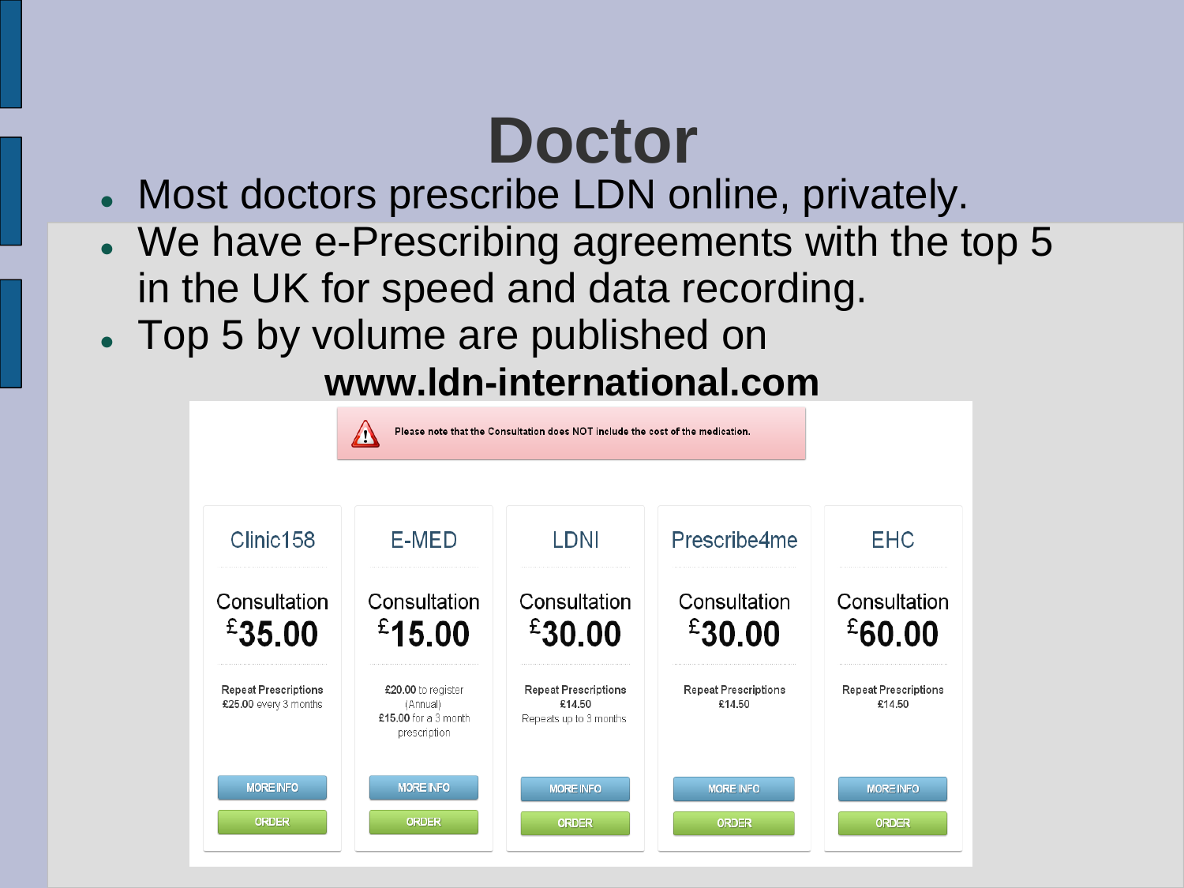# Doctor

- Most doctors prescribe LDN online, privately.
- We have e-Prescribing agreements with the top 5 in the UK for speed and data recording.
- Top 5 by volume are published on **www.ldn-international.com**

Please note that the Consultation does NOT include the cost of the medication.

| Clinic158 | E-MED | LDNI | Prescribe4me | EHC |
|---|---|---|---|---|
| Consultation £35.00 | Consultation £15.00 | Consultation £30.00 | Consultation £30.00 | Consultation £60.00 |
| **Repeat Prescriptions** £25.00 every 3 months | £20.00 to register (Annual) £15.00 for a 3 month prescription | **Repeat Prescriptions** £14.50 Repeats up to 3 months | **Repeat Prescriptions** £14.50 | **Repeat Prescriptions** £14.50 |
| MORE INFO | MORE INFO | MORE INFO | MORE INFO | MORE INFO |
| ORDER | ORDER | ORDER | ORDER | ORDER |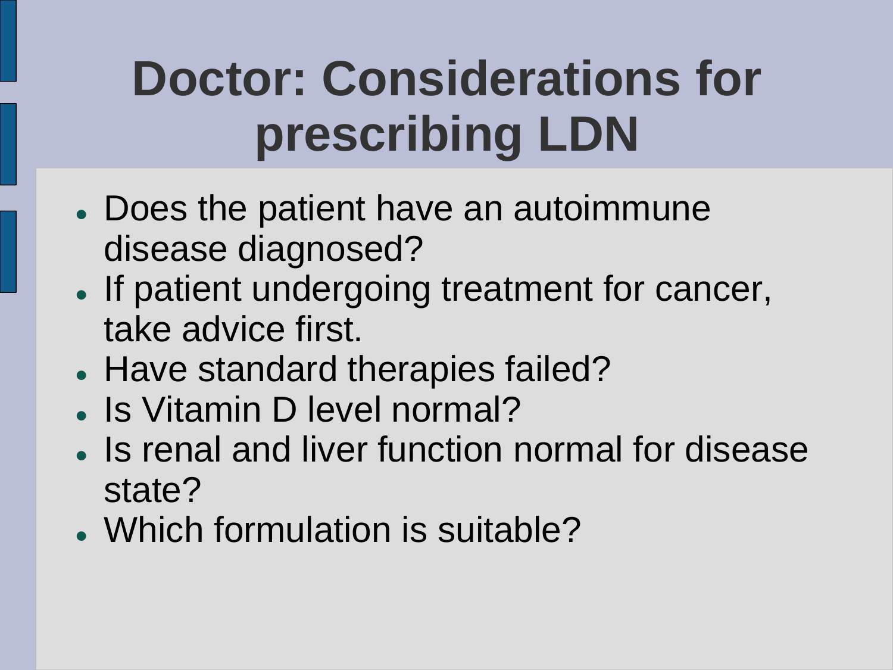# Doctor: Considerations for prescribing LDN

- Does the patient have an autoimmune disease diagnosed?
- If patient undergoing treatment for cancer, take advice first.
- Have standard therapies failed?
- Is Vitamin D level normal?
- Is renal and liver function normal for disease state?
- Which formulation is suitable?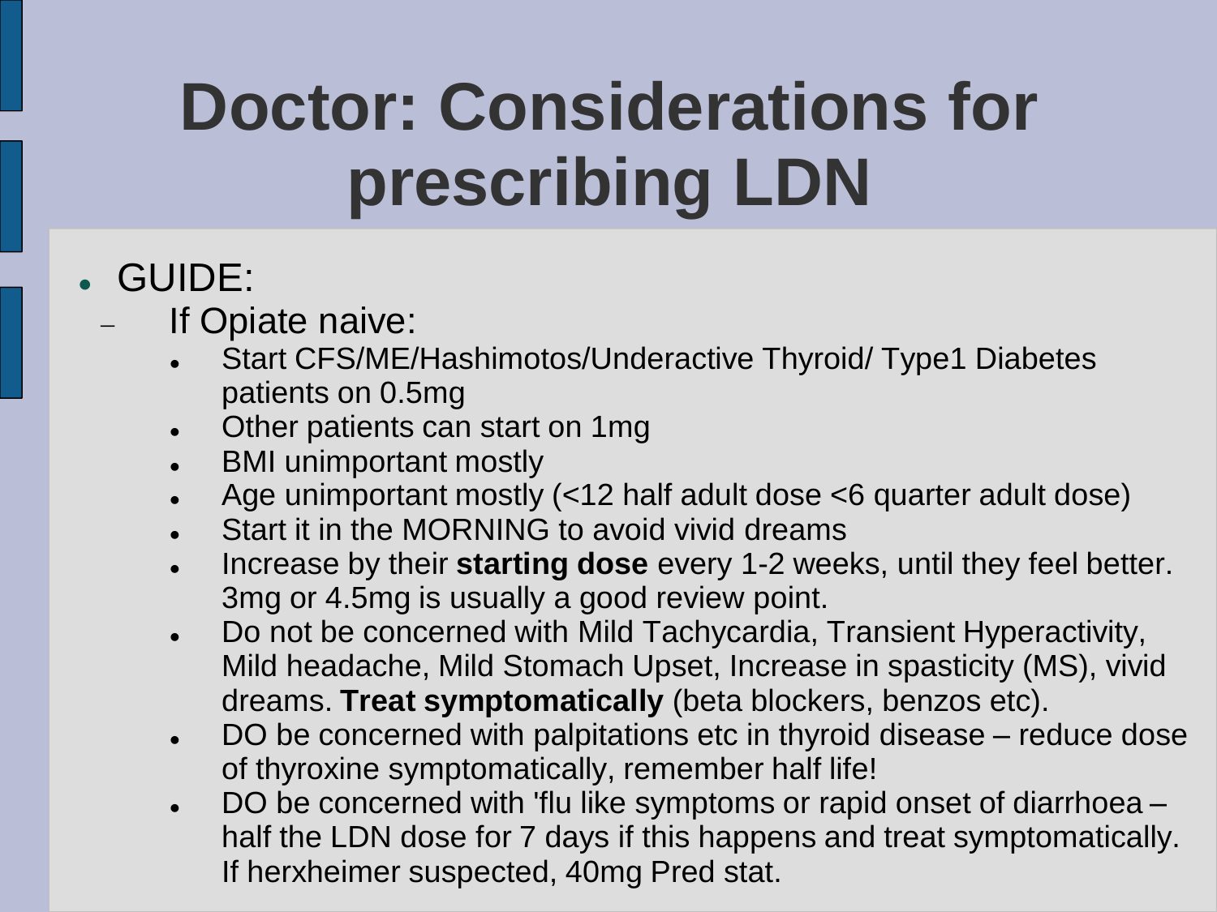# Doctor: Considerations for prescribing LDN

- GUIDE:
  - If Opiate naive:
    - Start CFS/ME/Hashimotos/Underactive Thyroid/ Type1 Diabetes patients on 0.5mg
    - Other patients can start on 1mg
    - BMI unimportant mostly
    - Age unimportant mostly (<12 half adult dose <6 quarter adult dose)
    - Start it in the MORNING to avoid vivid dreams
    - Increase by their **starting dose** every 1-2 weeks, until they feel better. 3mg or 4.5mg is usually a good review point.
    - Do not be concerned with Mild Tachycardia, Transient Hyperactivity, Mild headache, Mild Stomach Upset, Increase in spasticity (MS), vivid dreams. **Treat symptomatically** (beta blockers, benzos etc).
    - DO be concerned with palpitations etc in thyroid disease – reduce dose of thyroxine symptomatically, remember half life!
    - DO be concerned with 'flu like symptoms or rapid onset of diarrhoea – half the LDN dose for 7 days if this happens and treat symptomatically. If herxheimer suspected, 40mg Pred stat.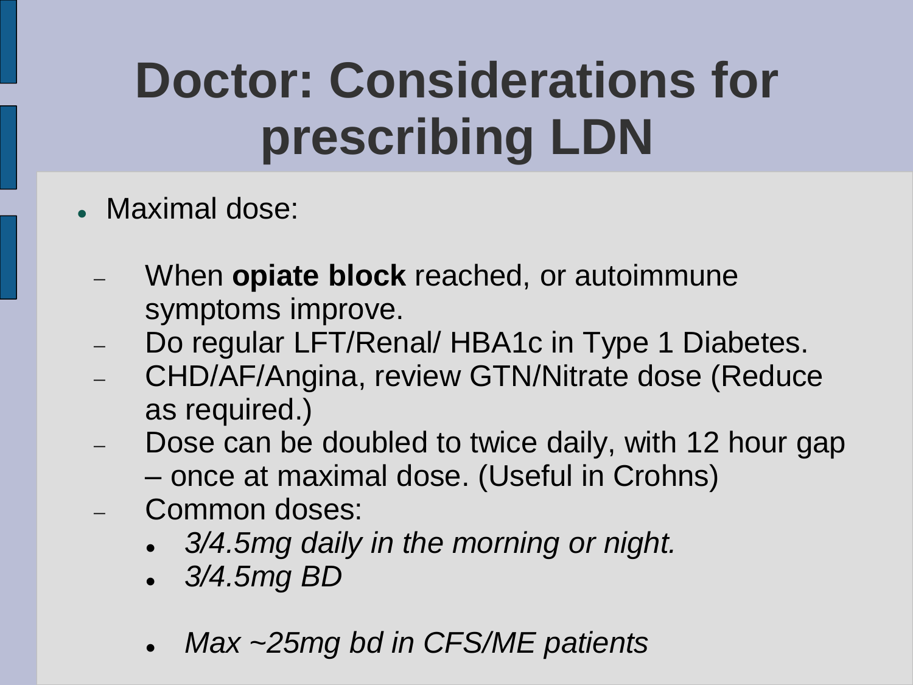# Doctor: Considerations for prescribing LDN

- Maximal dose:
  - When **opiate block** reached, or autoimmune symptoms improve.
  - Do regular LFT/Renal/ HBA1c in Type 1 Diabetes.
  - CHD/AF/Angina, review GTN/Nitrate dose (Reduce as required.)
  - Dose can be doubled to twice daily, with 12 hour gap – once at maximal dose. (Useful in Crohns)
  - Common doses:
    - *3/4.5mg daily in the morning or night.*
    - *3/4.5mg BD*
    - *Max ~25mg bd in CFS/ME patients*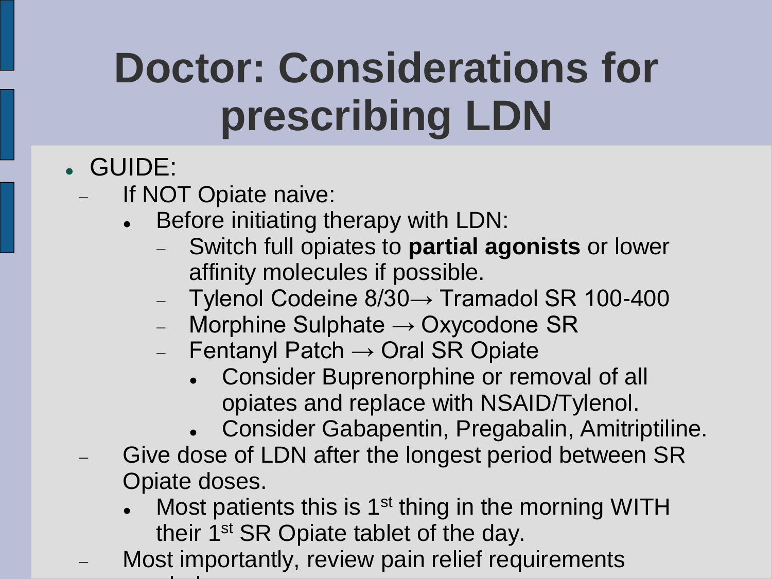# Doctor: Considerations for prescribing LDN

- GUIDE:
  - If NOT Opiate naive:
    - Before initiating therapy with LDN:
      - Switch full opiates to **partial agonists** or lower affinity molecules if possible.
      - Tylenol Codeine 8/30→ Tramadol SR 100-400
      - Morphine Sulphate → Oxycodone SR
      - Fentanyl Patch → Oral SR Opiate
        - Consider Buprenorphine or removal of all opiates and replace with NSAID/Tylenol.
        - Consider Gabapentin, Pregabalin, Amitriptiline.
  - Give dose of LDN after the longest period between SR Opiate doses.
    - Most patients this is 1st thing in the morning WITH their 1st SR Opiate tablet of the day.
  - Most importantly, review pain relief requirements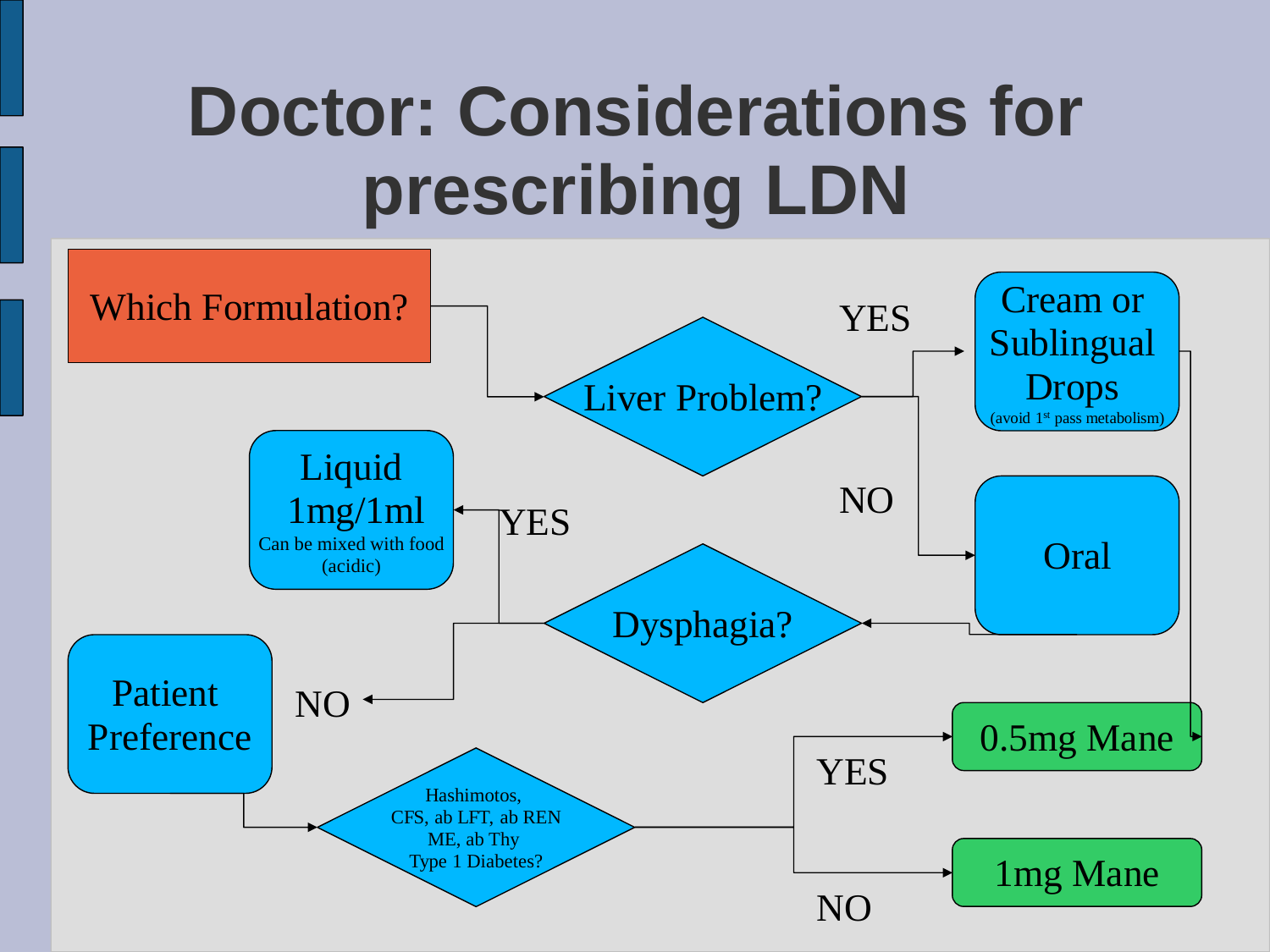# Doctor: Considerations for prescribing LDN

Which Formulation?

Liver Problem?

YES

Cream or Sublingual Drops

(avoid 1st pass metabolism)

NO

Oral

Liquid 1mg/1ml

Can be mixed with food (acidic)

YES

Dysphagia?

NO

Patient Preference

Hashimotos, CFS, ab LFT, ab REN ME, ab Thy Type 1 Diabetes?

YES

0.5mg Mane

NO

1mg Mane